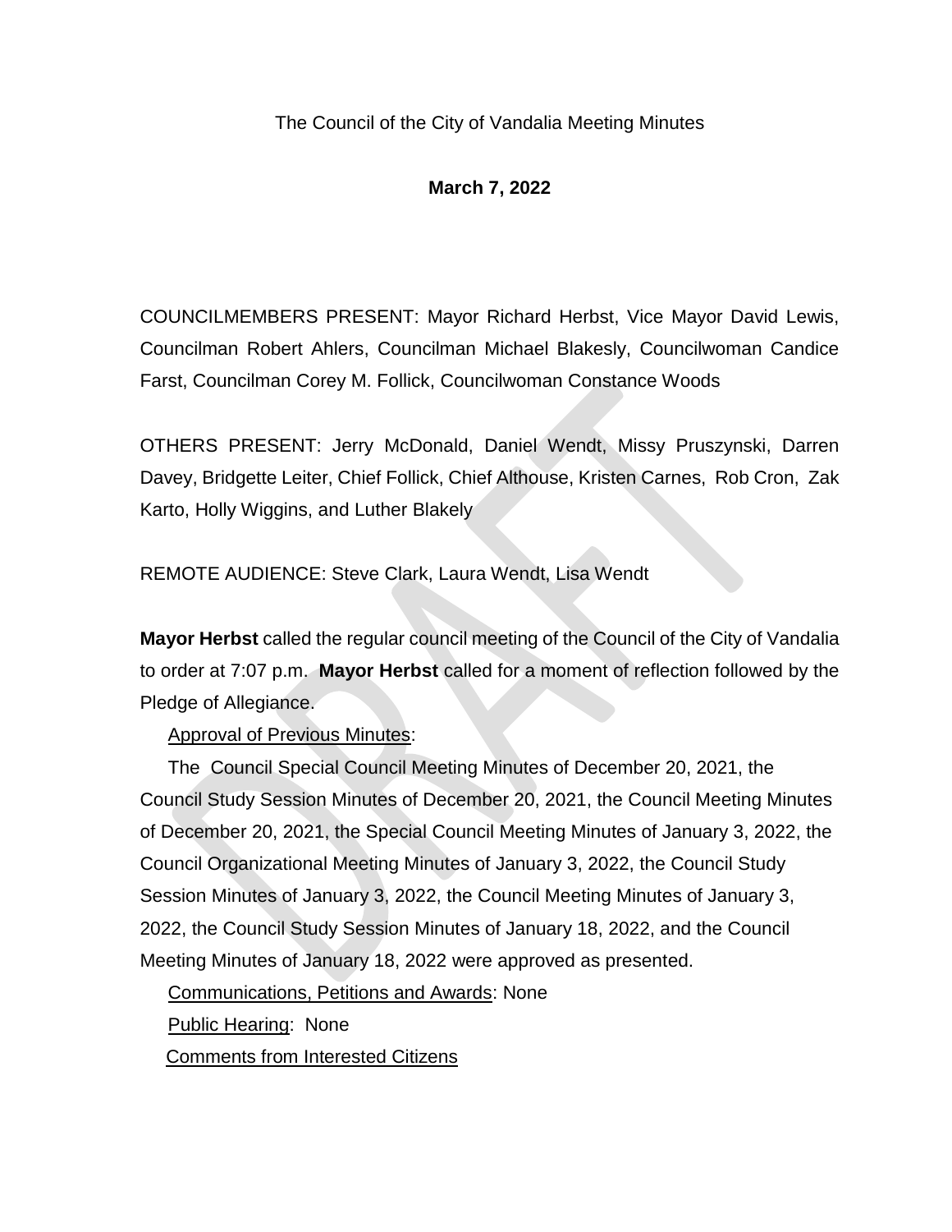The Council of the City of Vandalia Meeting Minutes

**March 7, 2022**

COUNCILMEMBERS PRESENT: Mayor Richard Herbst, Vice Mayor David Lewis, Councilman Robert Ahlers, Councilman Michael Blakesly, Councilwoman Candice Farst, Councilman Corey M. Follick, Councilwoman Constance Woods

OTHERS PRESENT: Jerry McDonald, Daniel Wendt, Missy Pruszynski, Darren Davey, Bridgette Leiter, Chief Follick, Chief Althouse, Kristen Carnes, Rob Cron, Zak Karto, Holly Wiggins, and Luther Blakely

REMOTE AUDIENCE: Steve Clark, Laura Wendt, Lisa Wendt

**Mayor Herbst** called the regular council meeting of the Council of the City of Vandalia to order at 7:07 p.m. **Mayor Herbst** called for a moment of reflection followed by the Pledge of Allegiance.

Approval of Previous Minutes:

The Council Special Council Meeting Minutes of December 20, 2021, the Council Study Session Minutes of December 20, 2021, the Council Meeting Minutes of December 20, 2021, the Special Council Meeting Minutes of January 3, 2022, the Council Organizational Meeting Minutes of January 3, 2022, the Council Study Session Minutes of January 3, 2022, the Council Meeting Minutes of January 3, 2022, the Council Study Session Minutes of January 18, 2022, and the Council Meeting Minutes of January 18, 2022 were approved as presented.

Communications, Petitions and Awards: None

Public Hearing: None

Comments from Interested Citizens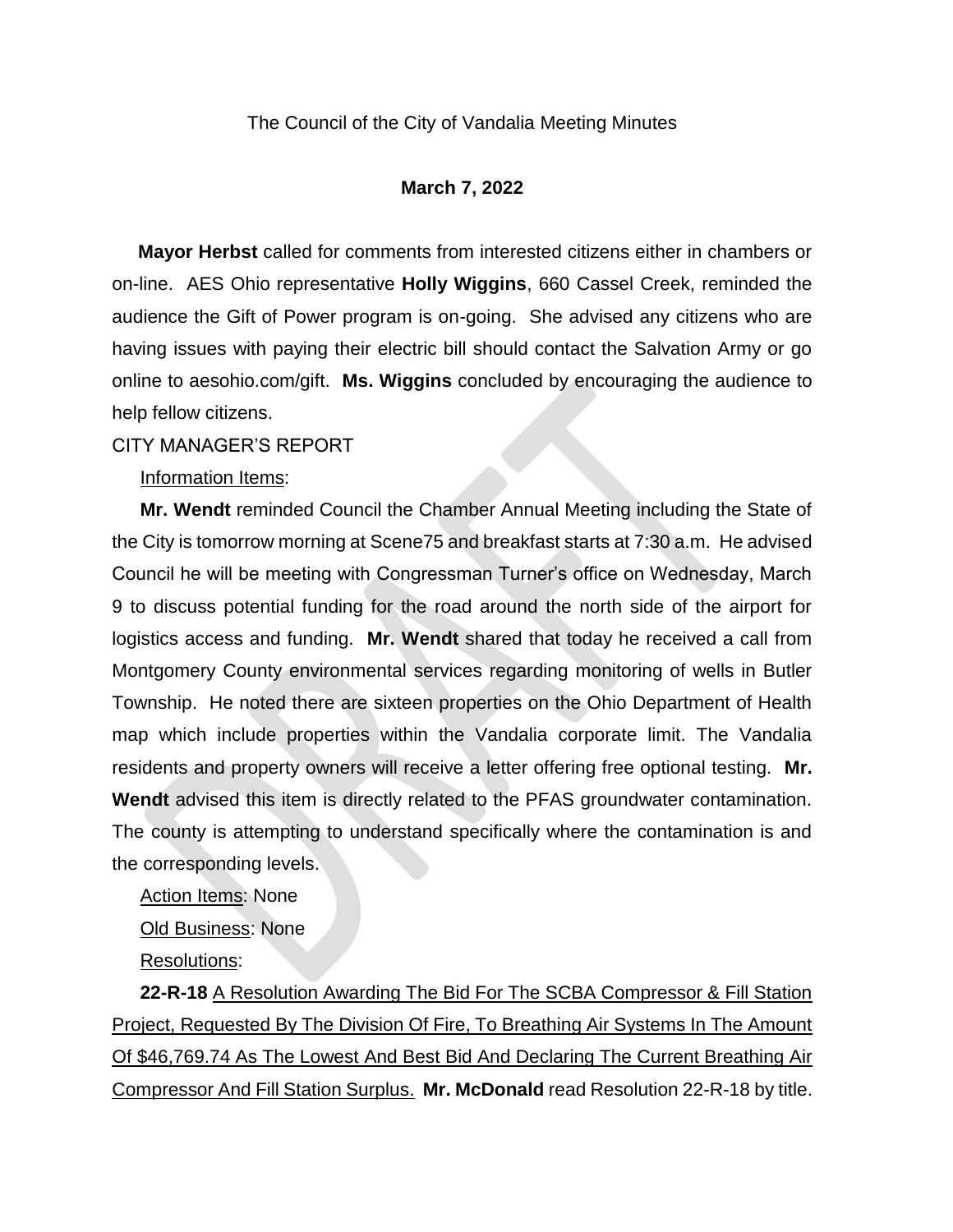The Council of the City of Vandalia Meeting Minutes

**March 7, 2022**

**Mayor Herbst** called for comments from interested citizens either in chambers or on-line. AES Ohio representative **Holly Wiggins**, 660 Cassel Creek, reminded the audience the Gift of Power program is on-going. She advised any citizens who are having issues with paying their electric bill should contact the Salvation Army or go online to aesohio.com/gift. **Ms. Wiggins** concluded by encouraging the audience to help fellow citizens.

CITY MANAGER'S REPORT

Information Items:

**Mr. Wendt** reminded Council the Chamber Annual Meeting including the State of the City is tomorrow morning at Scene75 and breakfast starts at 7:30 a.m. He advised Council he will be meeting with Congressman Turner's office on Wednesday, March 9 to discuss potential funding for the road around the north side of the airport for logistics access and funding. **Mr. Wendt** shared that today he received a call from Montgomery County environmental services regarding monitoring of wells in Butler Township. He noted there are sixteen properties on the Ohio Department of Health map which include properties within the Vandalia corporate limit. The Vandalia residents and property owners will receive a letter offering free optional testing. **Mr. Wendt** advised this item is directly related to the PFAS groundwater contamination. The county is attempting to understand specifically where the contamination is and the corresponding levels.

Action Items: None

Old Business: None

Resolutions:

**22-R-18** A Resolution Awarding The Bid For The SCBA Compressor & Fill Station Project, Requested By The Division Of Fire, To Breathing Air Systems In The Amount Of $46,769.74 As The Lowest And Best Bid And Declaring The Current Breathing Air Compressor And Fill Station Surplus. **Mr. McDonald** read Resolution 22-R-18 by title.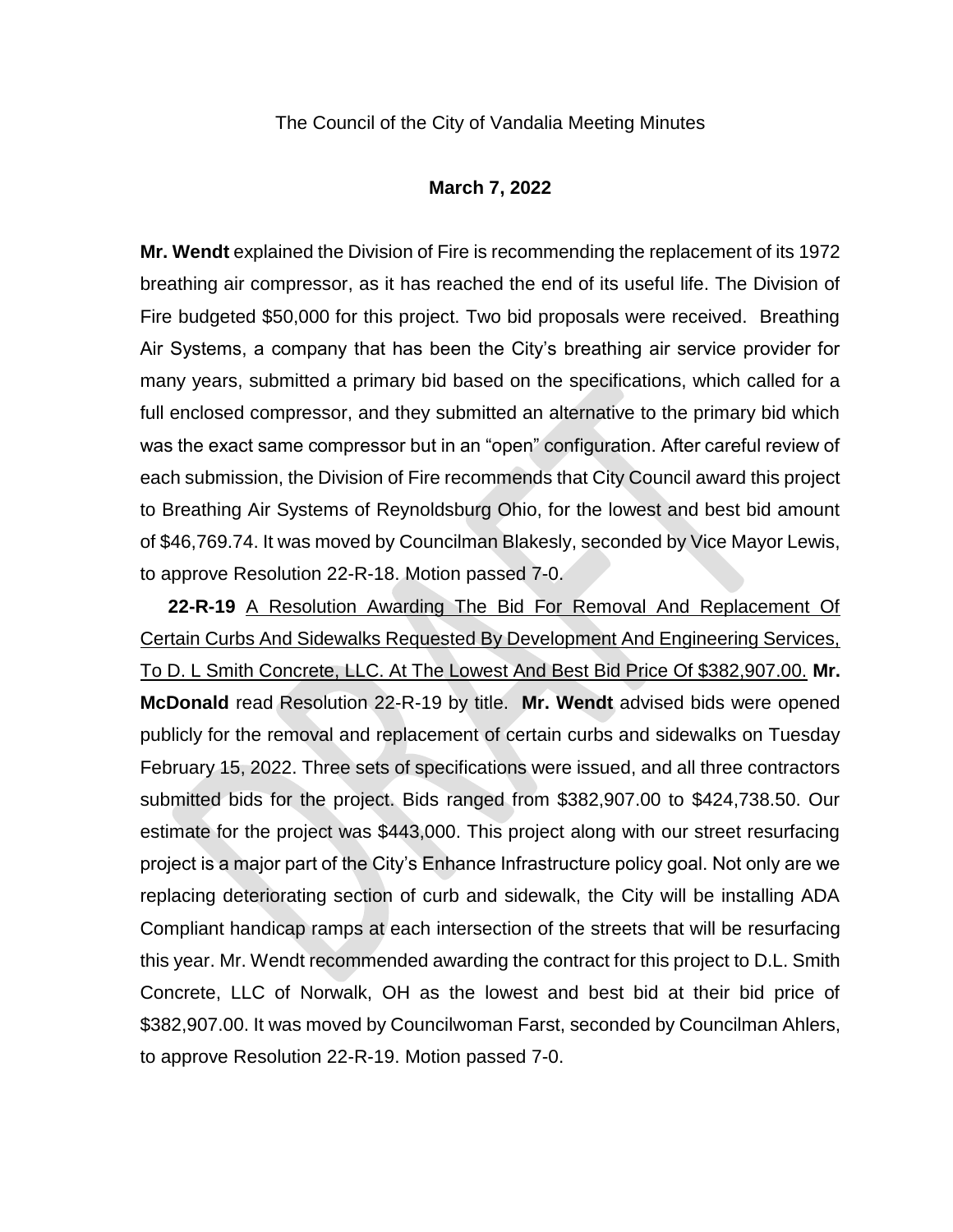The Council of the City of Vandalia Meeting Minutes

**March 7, 2022**

**Mr. Wendt** explained the Division of Fire is recommending the replacement of its 1972 breathing air compressor, as it has reached the end of its useful life. The Division of Fire budgeted $50,000 for this project. Two bid proposals were received. Breathing Air Systems, a company that has been the City's breathing air service provider for many years, submitted a primary bid based on the specifications, which called for a full enclosed compressor, and they submitted an alternative to the primary bid which was the exact same compressor but in an "open" configuration. After careful review of each submission, the Division of Fire recommends that City Council award this project to Breathing Air Systems of Reynoldsburg Ohio, for the lowest and best bid amount of $46,769.74. It was moved by Councilman Blakesly, seconded by Vice Mayor Lewis, to approve Resolution 22-R-18. Motion passed 7-0.

**22-R-19** A Resolution Awarding The Bid For Removal And Replacement Of Certain Curbs And Sidewalks Requested By Development And Engineering Services, To D. L Smith Concrete, LLC. At The Lowest And Best Bid Price Of $382,907.00. **Mr. McDonald** read Resolution 22-R-19 by title. **Mr. Wendt** advised bids were opened publicly for the removal and replacement of certain curbs and sidewalks on Tuesday February 15, 2022. Three sets of specifications were issued, and all three contractors submitted bids for the project. Bids ranged from $382,907.00 to $424,738.50. Our estimate for the project was $443,000. This project along with our street resurfacing project is a major part of the City's Enhance Infrastructure policy goal. Not only are we replacing deteriorating section of curb and sidewalk, the City will be installing ADA Compliant handicap ramps at each intersection of the streets that will be resurfacing this year. Mr. Wendt recommended awarding the contract for this project to D.L. Smith Concrete, LLC of Norwalk, OH as the lowest and best bid at their bid price of $382,907.00. It was moved by Councilwoman Farst, seconded by Councilman Ahlers, to approve Resolution 22-R-19. Motion passed 7-0.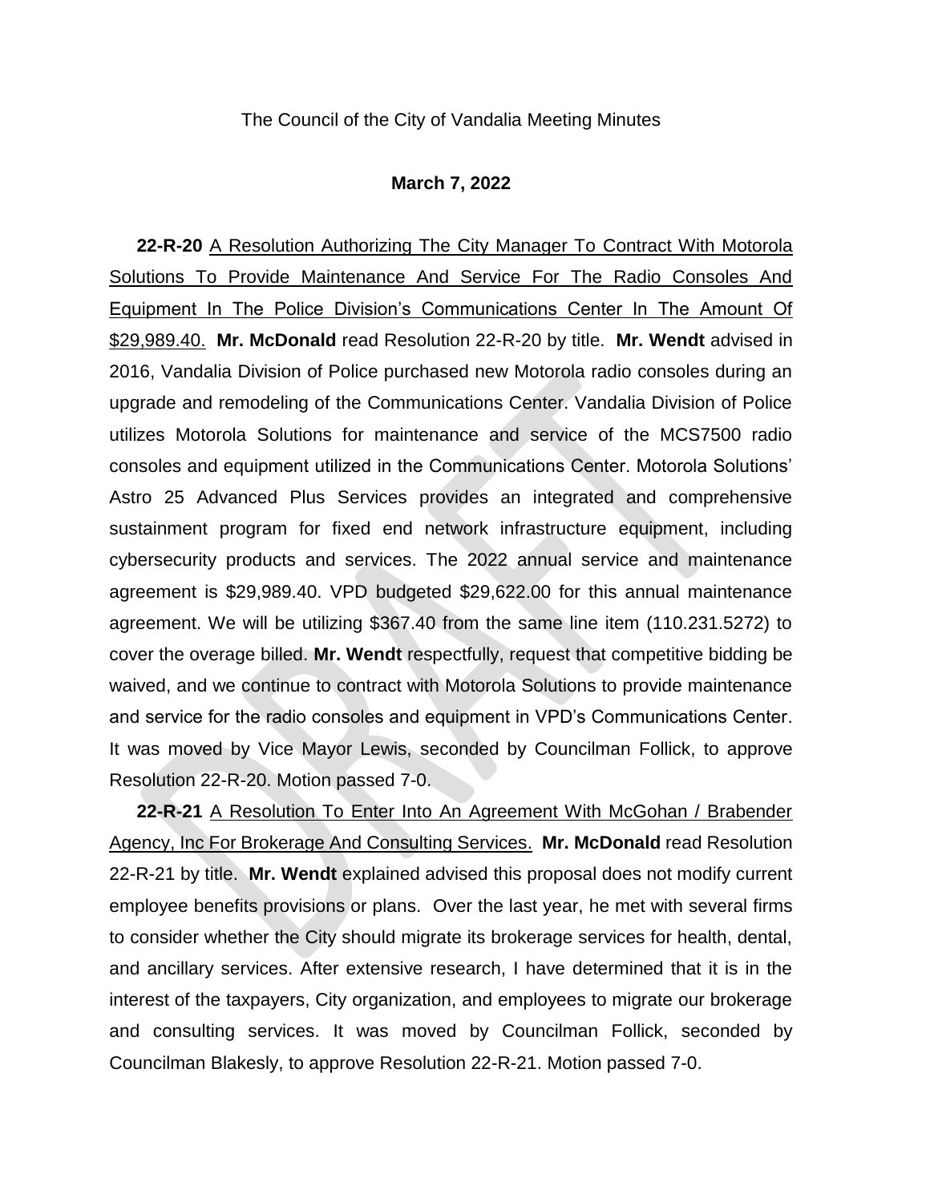The Council of the City of Vandalia Meeting Minutes

**March 7, 2022**

**22-R-20** A Resolution Authorizing The City Manager To Contract With Motorola Solutions To Provide Maintenance And Service For The Radio Consoles And Equipment In The Police Division's Communications Center In The Amount Of $29,989.40. **Mr. McDonald** read Resolution 22-R-20 by title. **Mr. Wendt** advised in 2016, Vandalia Division of Police purchased new Motorola radio consoles during an upgrade and remodeling of the Communications Center. Vandalia Division of Police utilizes Motorola Solutions for maintenance and service of the MCS7500 radio consoles and equipment utilized in the Communications Center. Motorola Solutions' Astro 25 Advanced Plus Services provides an integrated and comprehensive sustainment program for fixed end network infrastructure equipment, including cybersecurity products and services. The 2022 annual service and maintenance agreement is $29,989.40. VPD budgeted $29,622.00 for this annual maintenance agreement. We will be utilizing $367.40 from the same line item (110.231.5272) to cover the overage billed. **Mr. Wendt** respectfully, request that competitive bidding be waived, and we continue to contract with Motorola Solutions to provide maintenance and service for the radio consoles and equipment in VPD's Communications Center. It was moved by Vice Mayor Lewis, seconded by Councilman Follick, to approve Resolution 22-R-20. Motion passed 7-0.

**22-R-21** A Resolution To Enter Into An Agreement With McGohan / Brabender Agency, Inc For Brokerage And Consulting Services. **Mr. McDonald** read Resolution 22-R-21 by title. **Mr. Wendt** explained advised this proposal does not modify current employee benefits provisions or plans. Over the last year, he met with several firms to consider whether the City should migrate its brokerage services for health, dental, and ancillary services. After extensive research, I have determined that it is in the interest of the taxpayers, City organization, and employees to migrate our brokerage and consulting services. It was moved by Councilman Follick, seconded by Councilman Blakesly, to approve Resolution 22-R-21. Motion passed 7-0.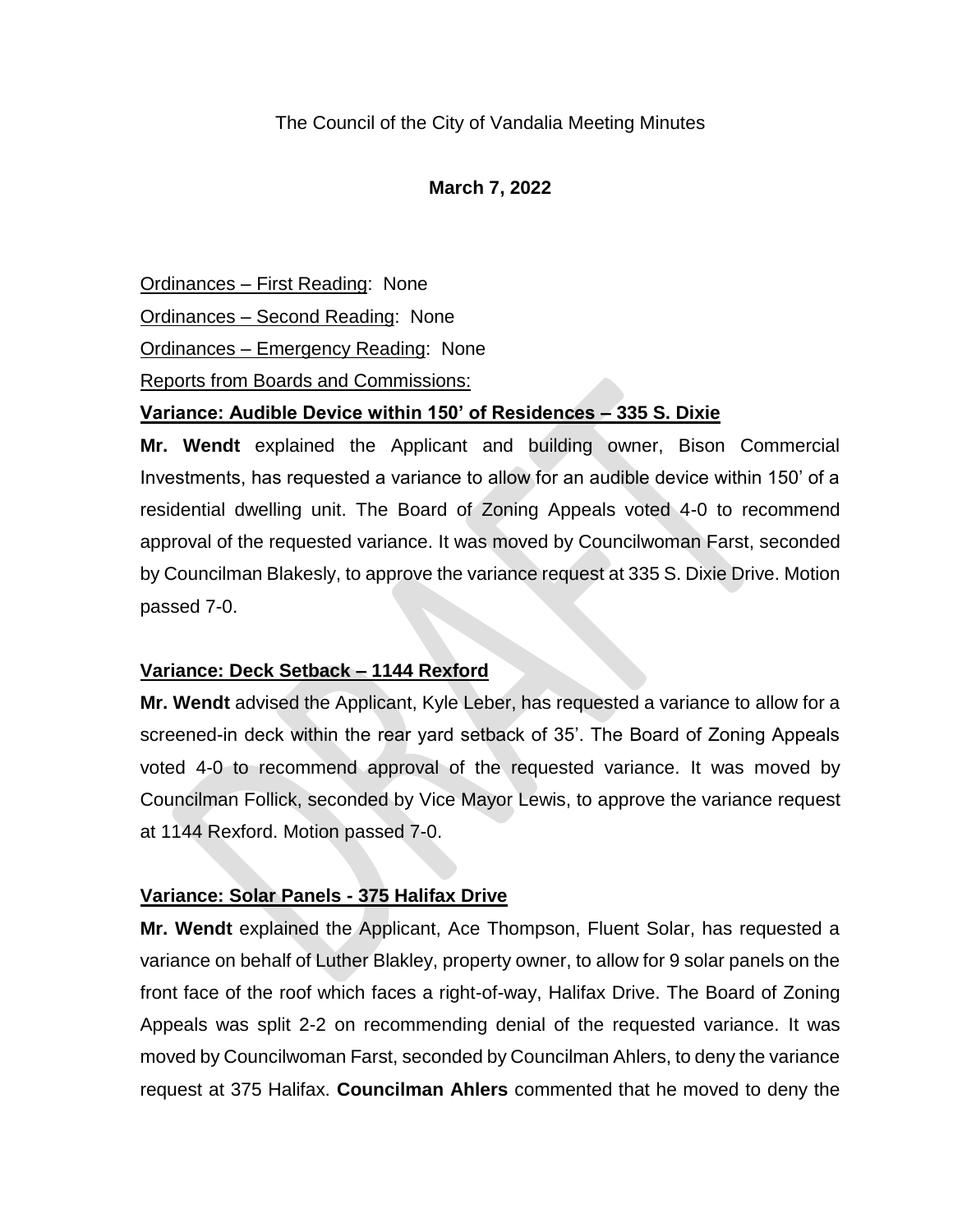The Council of the City of Vandalia Meeting Minutes

**March 7, 2022**

<u>Ordinances – First Reading</u>: None

<u>Ordinances – Second Reading</u>: None

<u>Ordinances – Emergency Reading</u>: None

<u>Reports from Boards and Commissions:</u>

**Variance: Audible Device within 150' of Residences – 335 S. Dixie**

**Mr. Wendt** explained the Applicant and building owner, Bison Commercial Investments, has requested a variance to allow for an audible device within 150' of a residential dwelling unit. The Board of Zoning Appeals voted 4-0 to recommend approval of the requested variance. It was moved by Councilwoman Farst, seconded by Councilman Blakesly, to approve the variance request at 335 S. Dixie Drive. Motion passed 7-0.

**Variance: Deck Setback – 1144 Rexford**

**Mr. Wendt** advised the Applicant, Kyle Leber, has requested a variance to allow for a screened-in deck within the rear yard setback of 35'. The Board of Zoning Appeals voted 4-0 to recommend approval of the requested variance. It was moved by Councilman Follick, seconded by Vice Mayor Lewis, to approve the variance request at 1144 Rexford. Motion passed 7-0.

**Variance: Solar Panels - 375 Halifax Drive**

**Mr. Wendt** explained the Applicant, Ace Thompson, Fluent Solar, has requested a variance on behalf of Luther Blakley, property owner, to allow for 9 solar panels on the front face of the roof which faces a right-of-way, Halifax Drive. The Board of Zoning Appeals was split 2-2 on recommending denial of the requested variance. It was moved by Councilwoman Farst, seconded by Councilman Ahlers, to deny the variance request at 375 Halifax. **Councilman Ahlers** commented that he moved to deny the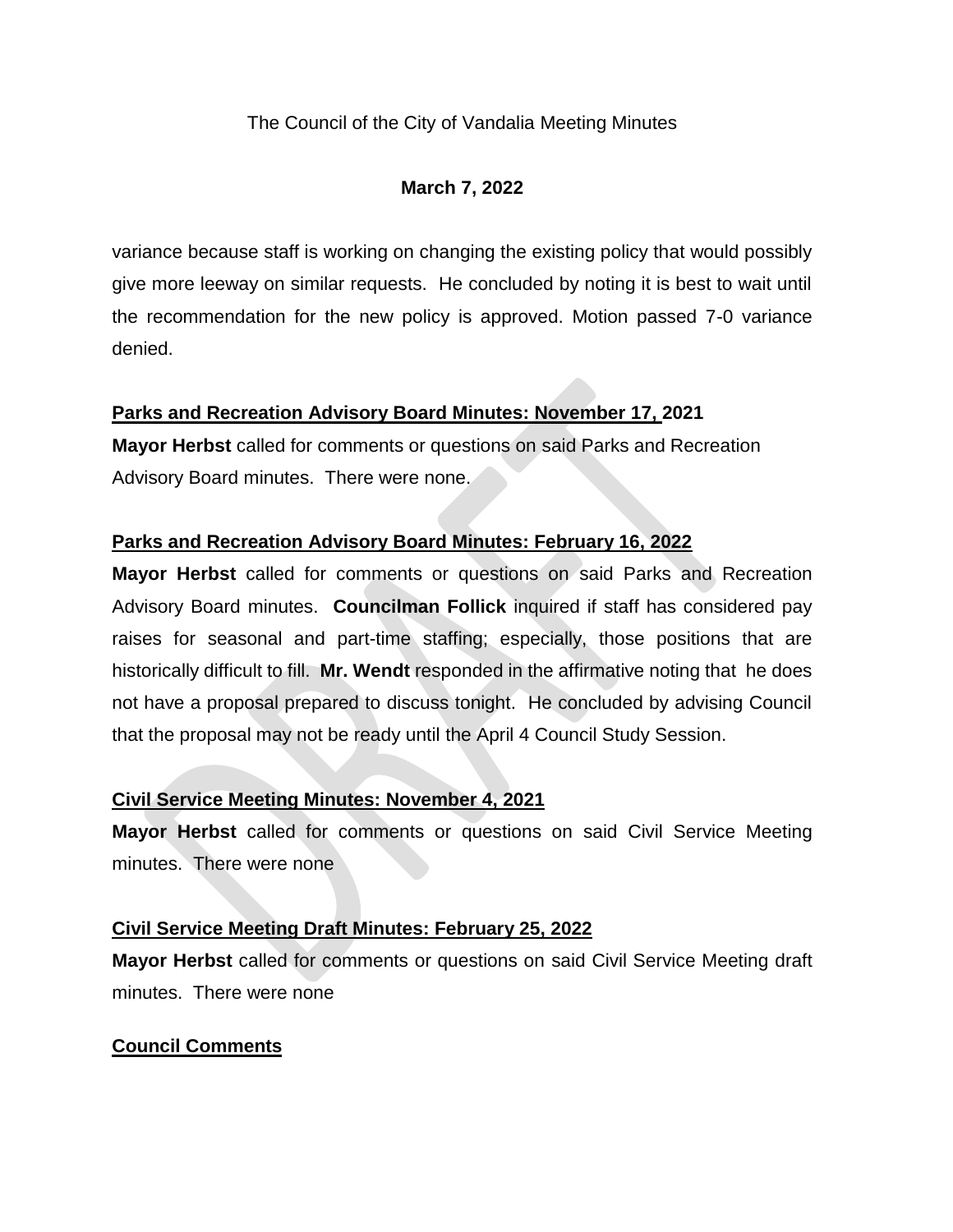variance because staff is working on changing the existing policy that would possibly give more leeway on similar requests. He concluded by noting it is best to wait until the recommendation for the new policy is approved. Motion passed 7-0 variance denied.

**Parks and Recreation Advisory Board Minutes: November 17, 2021**

**Mayor Herbst** called for comments or questions on said Parks and Recreation Advisory Board minutes. There were none.

**Parks and Recreation Advisory Board Minutes: February 16, 2022**

**Mayor Herbst** called for comments or questions on said Parks and Recreation Advisory Board minutes. **Councilman Follick** inquired if staff has considered pay raises for seasonal and part-time staffing; especially, those positions that are historically difficult to fill. **Mr. Wendt** responded in the affirmative noting that he does not have a proposal prepared to discuss tonight. He concluded by advising Council that the proposal may not be ready until the April 4 Council Study Session.

**Civil Service Meeting Minutes: November 4, 2021**

**Mayor Herbst** called for comments or questions on said Civil Service Meeting minutes. There were none

**Civil Service Meeting Draft Minutes: February 25, 2022**

**Mayor Herbst** called for comments or questions on said Civil Service Meeting draft minutes. There were none

**Council Comments**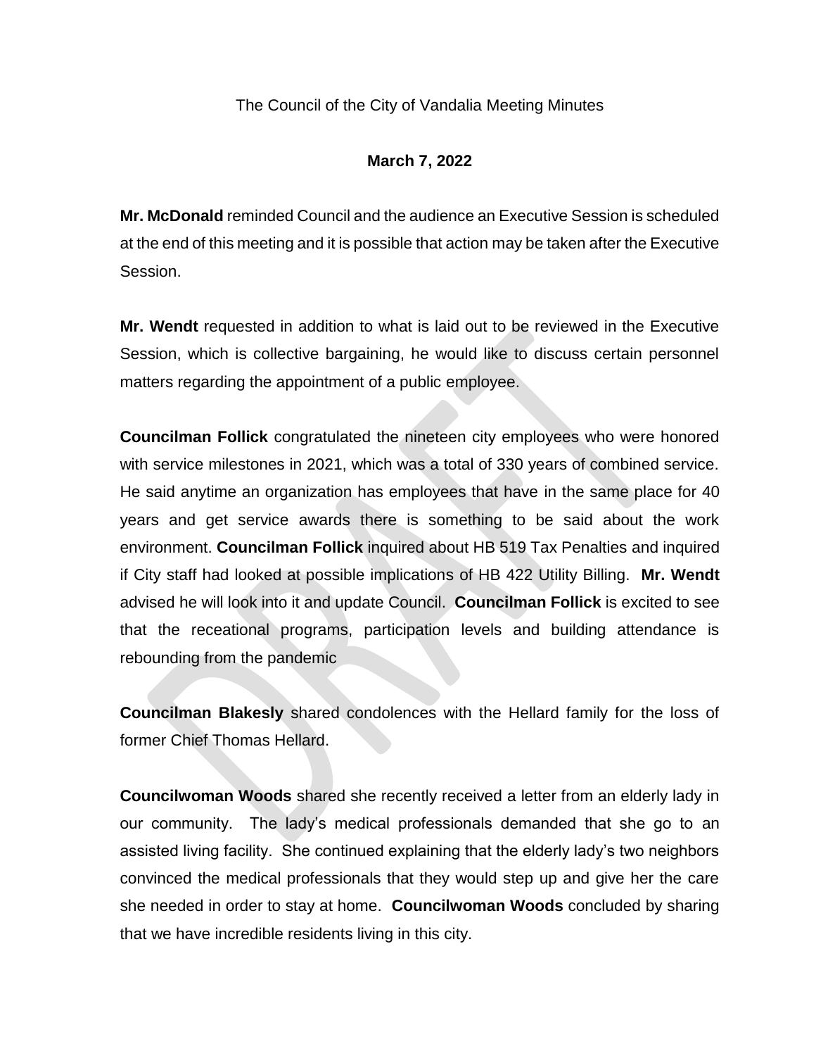The Council of the City of Vandalia Meeting Minutes

**March 7, 2022**

**Mr. McDonald** reminded Council and the audience an Executive Session is scheduled at the end of this meeting and it is possible that action may be taken after the Executive Session.

**Mr. Wendt** requested in addition to what is laid out to be reviewed in the Executive Session, which is collective bargaining, he would like to discuss certain personnel matters regarding the appointment of a public employee.

**Councilman Follick** congratulated the nineteen city employees who were honored with service milestones in 2021, which was a total of 330 years of combined service. He said anytime an organization has employees that have in the same place for 40 years and get service awards there is something to be said about the work environment. **Councilman Follick** inquired about HB 519 Tax Penalties and inquired if City staff had looked at possible implications of HB 422 Utility Billing. **Mr. Wendt** advised he will look into it and update Council. **Councilman Follick** is excited to see that the receational programs, participation levels and building attendance is rebounding from the pandemic

**Councilman Blakesly** shared condolences with the Hellard family for the loss of former Chief Thomas Hellard.

**Councilwoman Woods** shared she recently received a letter from an elderly lady in our community. The lady's medical professionals demanded that she go to an assisted living facility. She continued explaining that the elderly lady's two neighbors convinced the medical professionals that they would step up and give her the care she needed in order to stay at home. **Councilwoman Woods** concluded by sharing that we have incredible residents living in this city.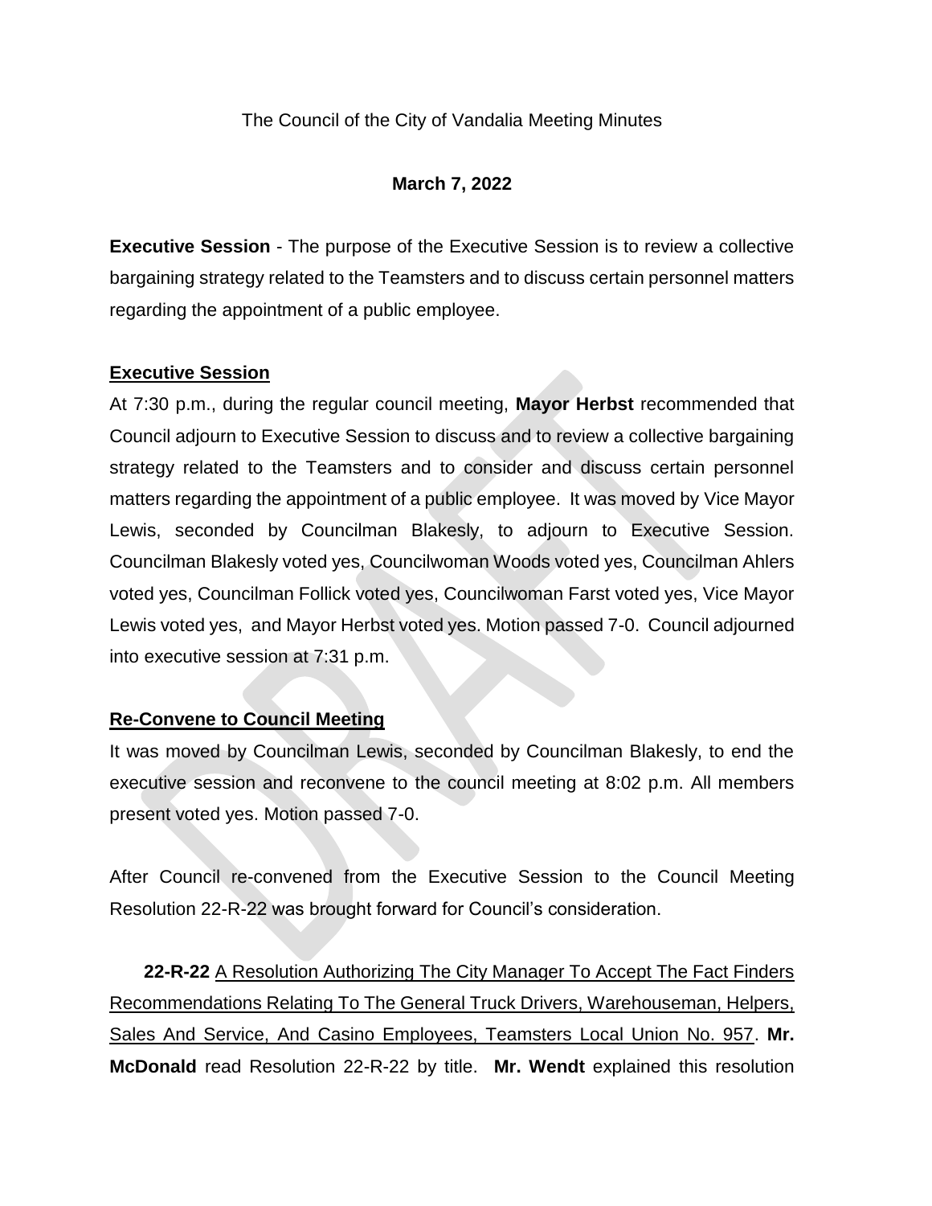The Council of the City of Vandalia Meeting Minutes

**March 7, 2022**

**Executive Session** - The purpose of the Executive Session is to review a collective bargaining strategy related to the Teamsters and to discuss certain personnel matters regarding the appointment of a public employee.

**Executive Session**

At 7:30 p.m., during the regular council meeting, **Mayor Herbst** recommended that Council adjourn to Executive Session to discuss and to review a collective bargaining strategy related to the Teamsters and to consider and discuss certain personnel matters regarding the appointment of a public employee. It was moved by Vice Mayor Lewis, seconded by Councilman Blakesly, to adjourn to Executive Session. Councilman Blakesly voted yes, Councilwoman Woods voted yes, Councilman Ahlers voted yes, Councilman Follick voted yes, Councilwoman Farst voted yes, Vice Mayor Lewis voted yes, and Mayor Herbst voted yes. Motion passed 7-0. Council adjourned into executive session at 7:31 p.m.

**Re-Convene to Council Meeting**

It was moved by Councilman Lewis, seconded by Councilman Blakesly, to end the executive session and reconvene to the council meeting at 8:02 p.m. All members present voted yes. Motion passed 7-0.

After Council re-convened from the Executive Session to the Council Meeting Resolution 22-R-22 was brought forward for Council's consideration.

**22-R-22** A Resolution Authorizing The City Manager To Accept The Fact Finders Recommendations Relating To The General Truck Drivers, Warehouseman, Helpers, Sales And Service, And Casino Employees, Teamsters Local Union No. 957. **Mr. McDonald** read Resolution 22-R-22 by title. **Mr. Wendt** explained this resolution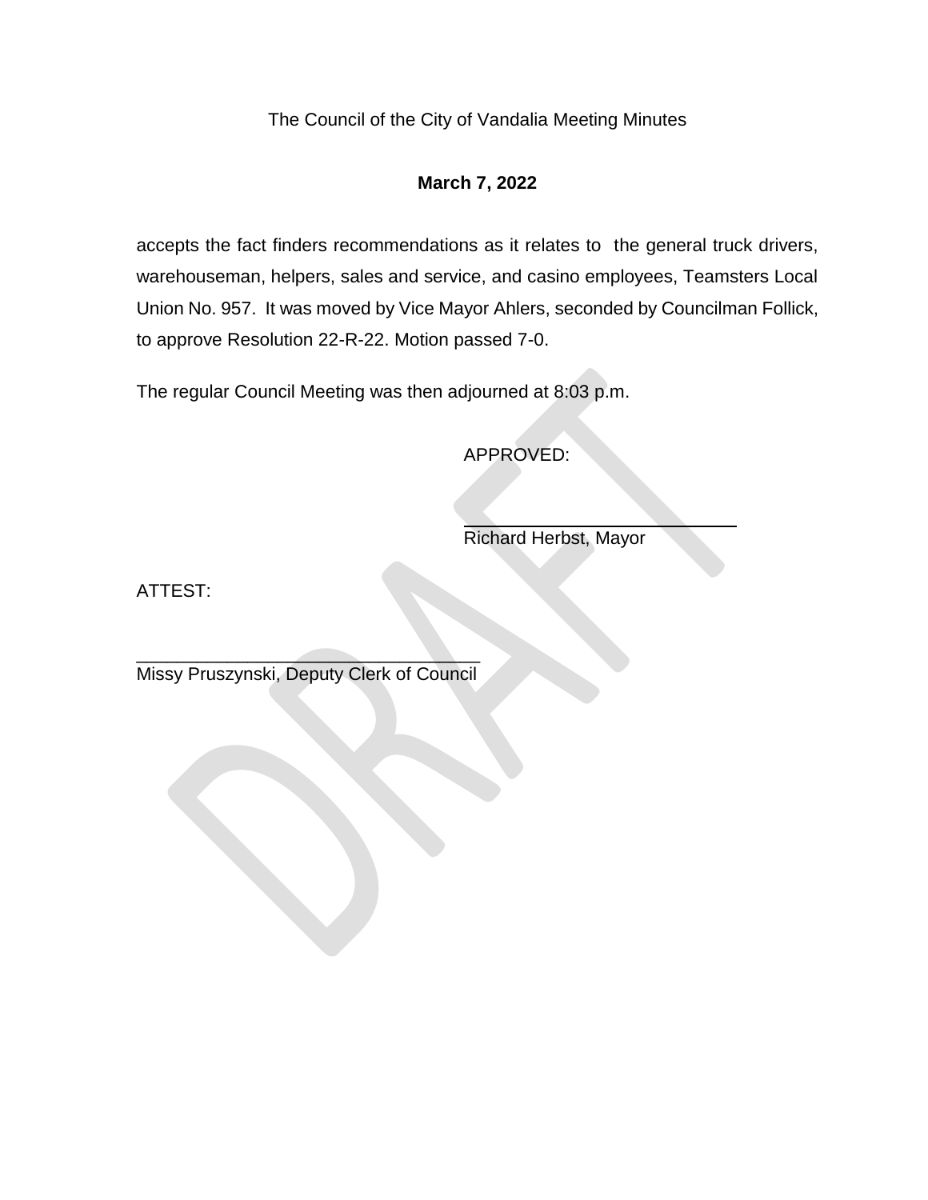The Council of the City of Vandalia Meeting Minutes

**March 7, 2022**

accepts the fact finders recommendations as it relates to the general truck drivers, warehouseman, helpers, sales and service, and casino employees, Teamsters Local Union No. 957. It was moved by Vice Mayor Ahlers, seconded by Councilman Follick, to approve Resolution 22-R-22. Motion passed 7-0.

The regular Council Meeting was then adjourned at 8:03 p.m.

APPROVED:

\_\_\_\_\_\_\_\_\_\_\_\_\_\_\_\_\_\_\_\_\_\_\_\_\_\_\_\_\_\_
Richard Herbst, Mayor

ATTEST:

\_\_\_\_\_\_\_\_\_\_\_\_\_\_\_\_\_\_\_\_\_\_\_\_\_\_\_\_\_\_\_\_\_\_\_\_
Missy Pruszynski, Deputy Clerk of Council

DRAFT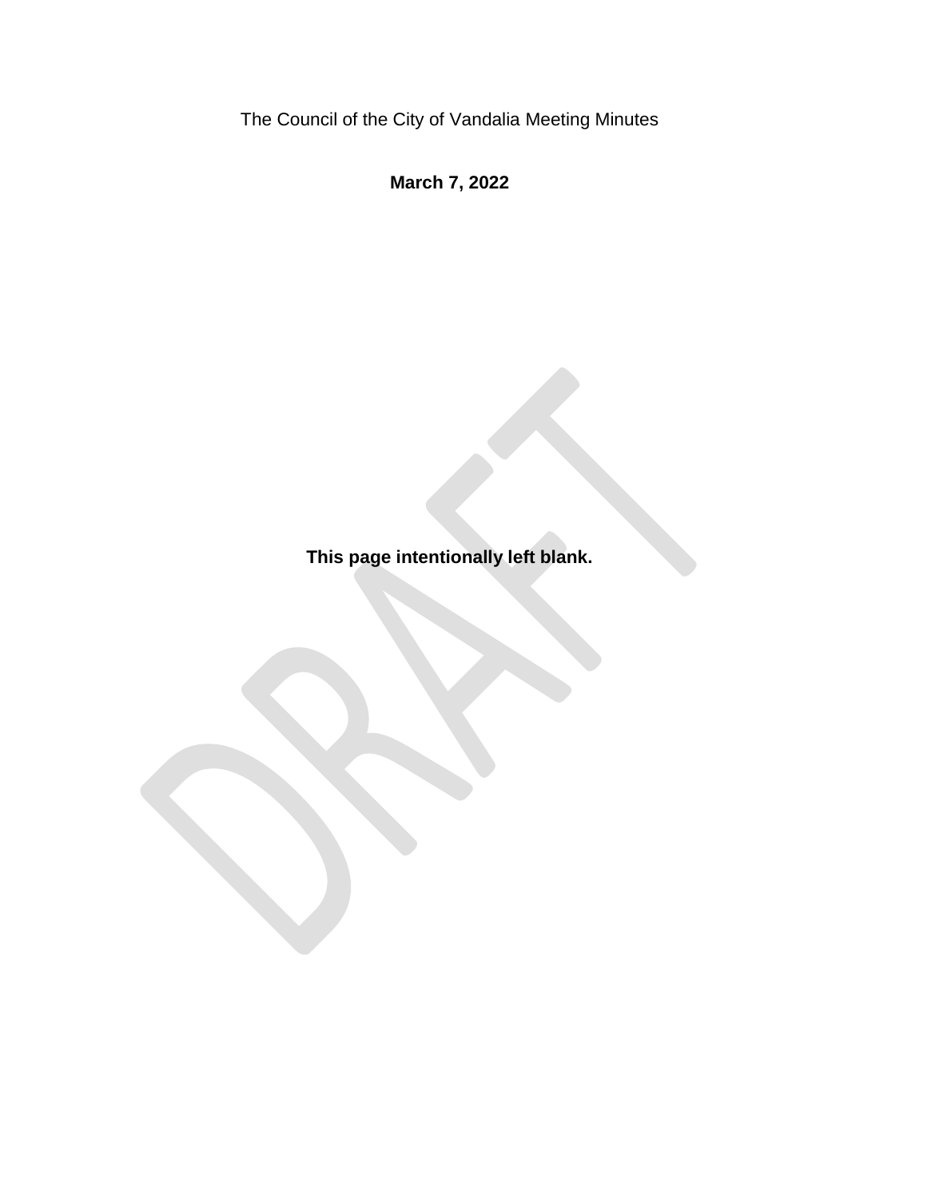The Council of the City of Vandalia Meeting Minutes

**March 7, 2022**

**This page intentionally left blank.**